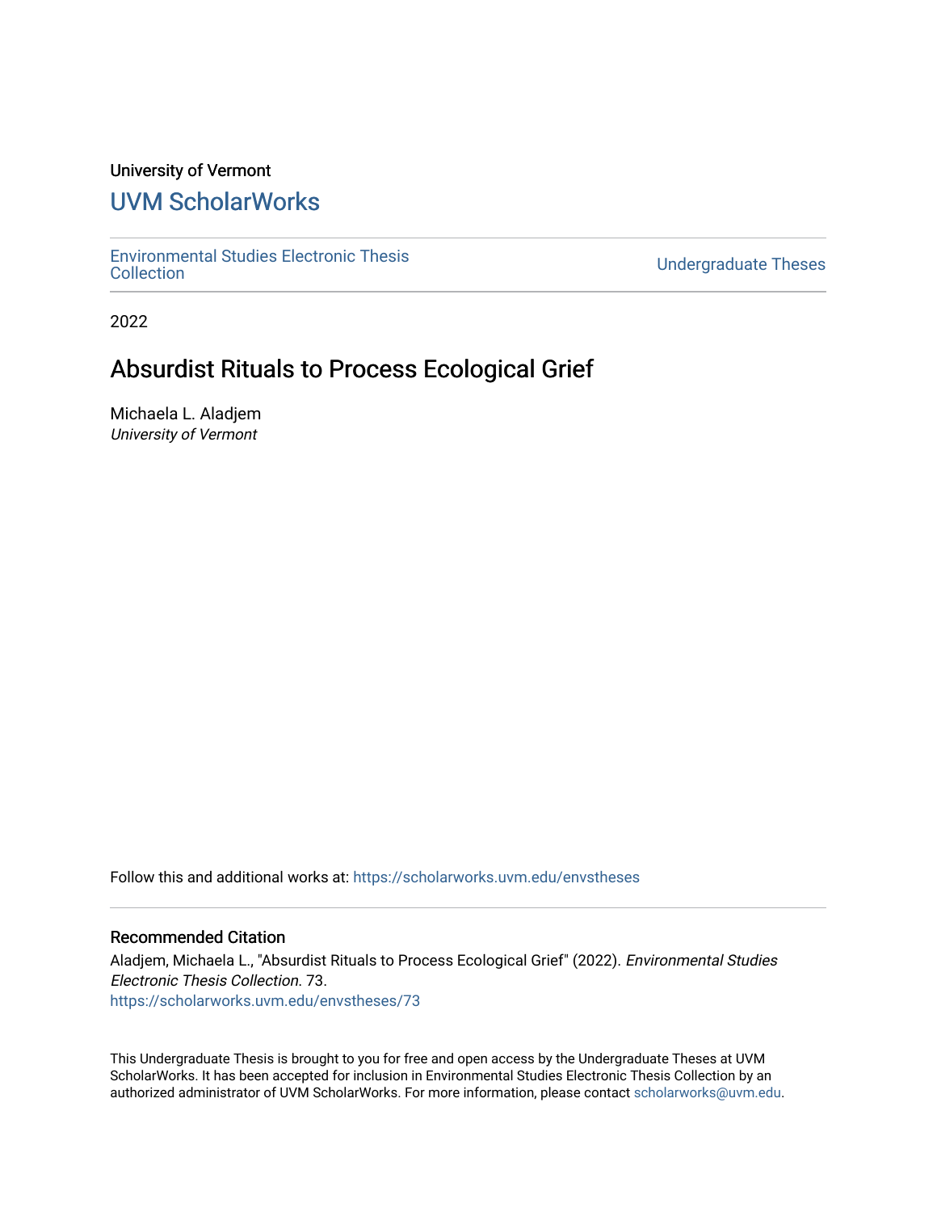University of Vermont

## UVM ScholarWorks

Environmental Studies Electronic Thesis Collection

Undergraduate Theses

2022

# Absurdist Rituals to Process Ecological Grief

Michaela L. Aladjem
*University of Vermont*

Follow this and additional works at: https://scholarworks.uvm.edu/envstheses

### Recommended Citation

Aladjem, Michaela L., "Absurdist Rituals to Process Ecological Grief" (2022). *Environmental Studies Electronic Thesis Collection*. 73.
https://scholarworks.uvm.edu/envstheses/73

This Undergraduate Thesis is brought to you for free and open access by the Undergraduate Theses at UVM ScholarWorks. It has been accepted for inclusion in Environmental Studies Electronic Thesis Collection by an authorized administrator of UVM ScholarWorks. For more information, please contact scholarworks@uvm.edu.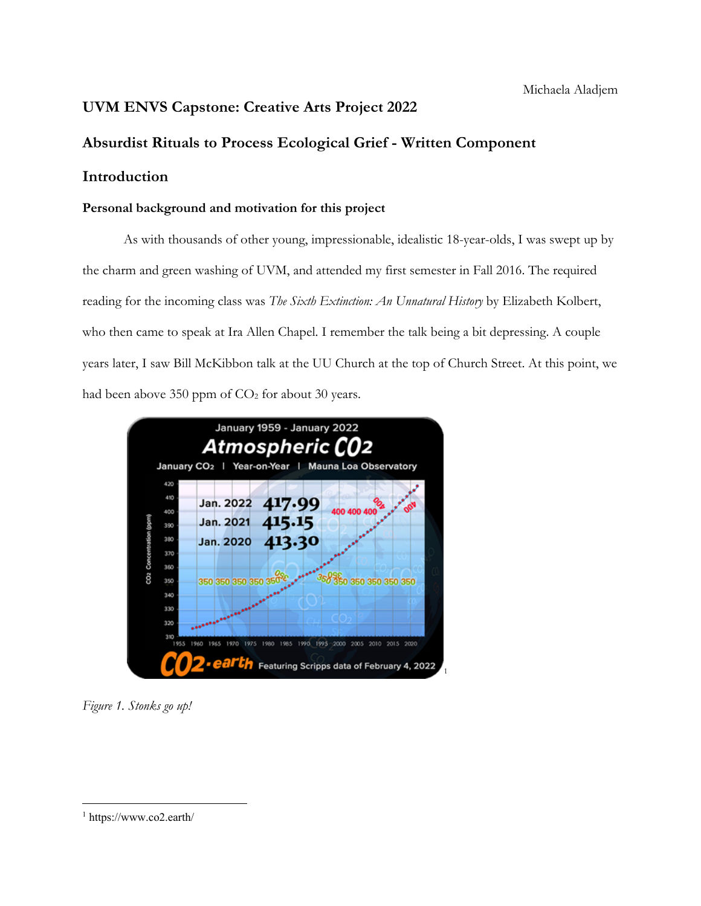Michaela Aladjem

## UVM ENVS Capstone: Creative Arts Project 2022

## Absurdist Rituals to Process Ecological Grief - Written Component

## Introduction

### Personal background and motivation for this project

As with thousands of other young, impressionable, idealistic 18-year-olds, I was swept up by the charm and green washing of UVM, and attended my first semester in Fall 2016. The required reading for the incoming class was *The Sixth Extinction: An Unnatural History* by Elizabeth Kolbert, who then came to speak at Ira Allen Chapel. I remember the talk being a bit depressing. A couple years later, I saw Bill McKibbon talk at the UU Church at the top of Church Street. At this point, we had been above 350 ppm of $CO_2$ for about 30 years.

[1]

*Figure 1. Stonks go up!*

[1] https://www.co2.earth/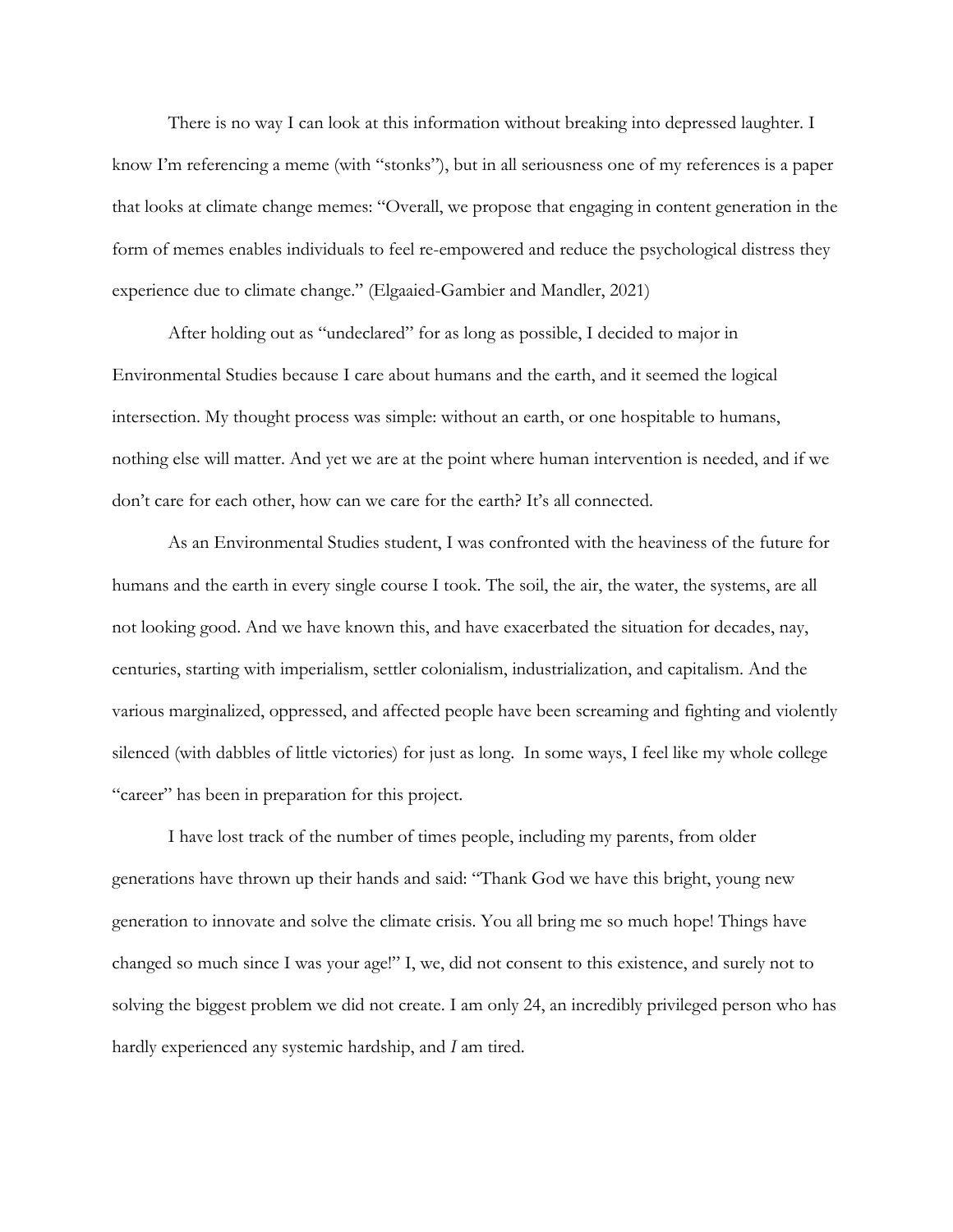There is no way I can look at this information without breaking into depressed laughter. I know I'm referencing a meme (with "stonks"), but in all seriousness one of my references is a paper that looks at climate change memes: "Overall, we propose that engaging in content generation in the form of memes enables individuals to feel re-empowered and reduce the psychological distress they experience due to climate change." (Elgaaied-Gambier and Mandler, 2021)

After holding out as "undeclared" for as long as possible, I decided to major in Environmental Studies because I care about humans and the earth, and it seemed the logical intersection. My thought process was simple: without an earth, or one hospitable to humans, nothing else will matter. And yet we are at the point where human intervention is needed, and if we don't care for each other, how can we care for the earth? It's all connected.

As an Environmental Studies student, I was confronted with the heaviness of the future for humans and the earth in every single course I took. The soil, the air, the water, the systems, are all not looking good. And we have known this, and have exacerbated the situation for decades, nay, centuries, starting with imperialism, settler colonialism, industrialization, and capitalism. And the various marginalized, oppressed, and affected people have been screaming and fighting and violently silenced (with dabbles of little victories) for just as long. In some ways, I feel like my whole college "career" has been in preparation for this project.

I have lost track of the number of times people, including my parents, from older generations have thrown up their hands and said: "Thank God we have this bright, young new generation to innovate and solve the climate crisis. You all bring me so much hope! Things have changed so much since I was your age!" I, we, did not consent to this existence, and surely not to solving the biggest problem we did not create. I am only 24, an incredibly privileged person who has hardly experienced any systemic hardship, and *I* am tired.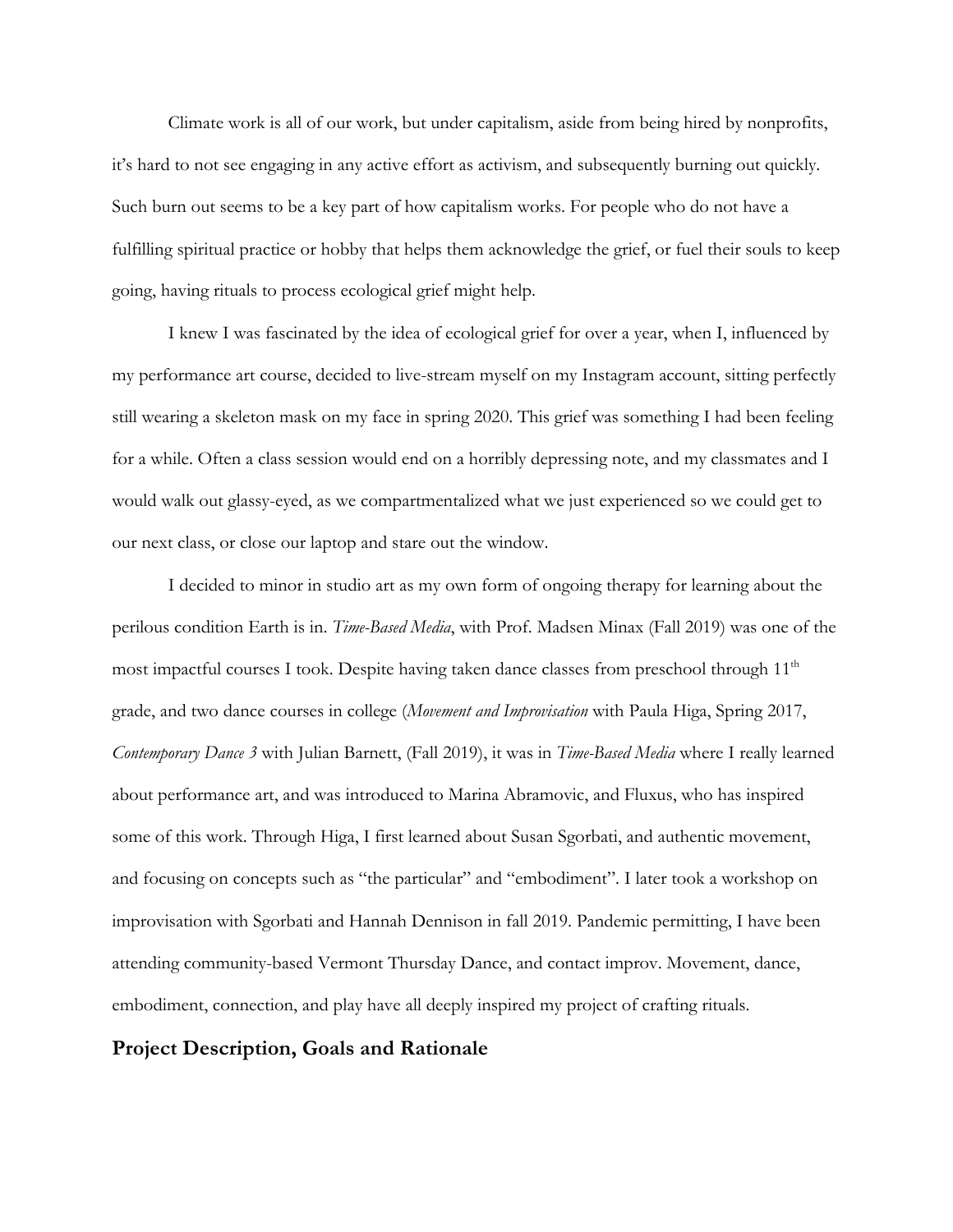Climate work is all of our work, but under capitalism, aside from being hired by nonprofits, it's hard to not see engaging in any active effort as activism, and subsequently burning out quickly. Such burn out seems to be a key part of how capitalism works. For people who do not have a fulfilling spiritual practice or hobby that helps them acknowledge the grief, or fuel their souls to keep going, having rituals to process ecological grief might help.

I knew I was fascinated by the idea of ecological grief for over a year, when I, influenced by my performance art course, decided to live-stream myself on my Instagram account, sitting perfectly still wearing a skeleton mask on my face in spring 2020. This grief was something I had been feeling for a while. Often a class session would end on a horribly depressing note, and my classmates and I would walk out glassy-eyed, as we compartmentalized what we just experienced so we could get to our next class, or close our laptop and stare out the window.

I decided to minor in studio art as my own form of ongoing therapy for learning about the perilous condition Earth is in. *Time-Based Media*, with Prof. Madsen Minax (Fall 2019) was one of the most impactful courses I took. Despite having taken dance classes from preschool through 11th grade, and two dance courses in college (*Movement and Improvisation* with Paula Higa, Spring 2017, *Contemporary Dance 3* with Julian Barnett, (Fall 2019), it was in *Time-Based Media* where I really learned about performance art, and was introduced to Marina Abramovic, and Fluxus, who has inspired some of this work. Through Higa, I first learned about Susan Sgorbati, and authentic movement, and focusing on concepts such as "the particular" and "embodiment". I later took a workshop on improvisation with Sgorbati and Hannah Dennison in fall 2019. Pandemic permitting, I have been attending community-based Vermont Thursday Dance, and contact improv. Movement, dance, embodiment, connection, and play have all deeply inspired my project of crafting rituals.

## Project Description, Goals and Rationale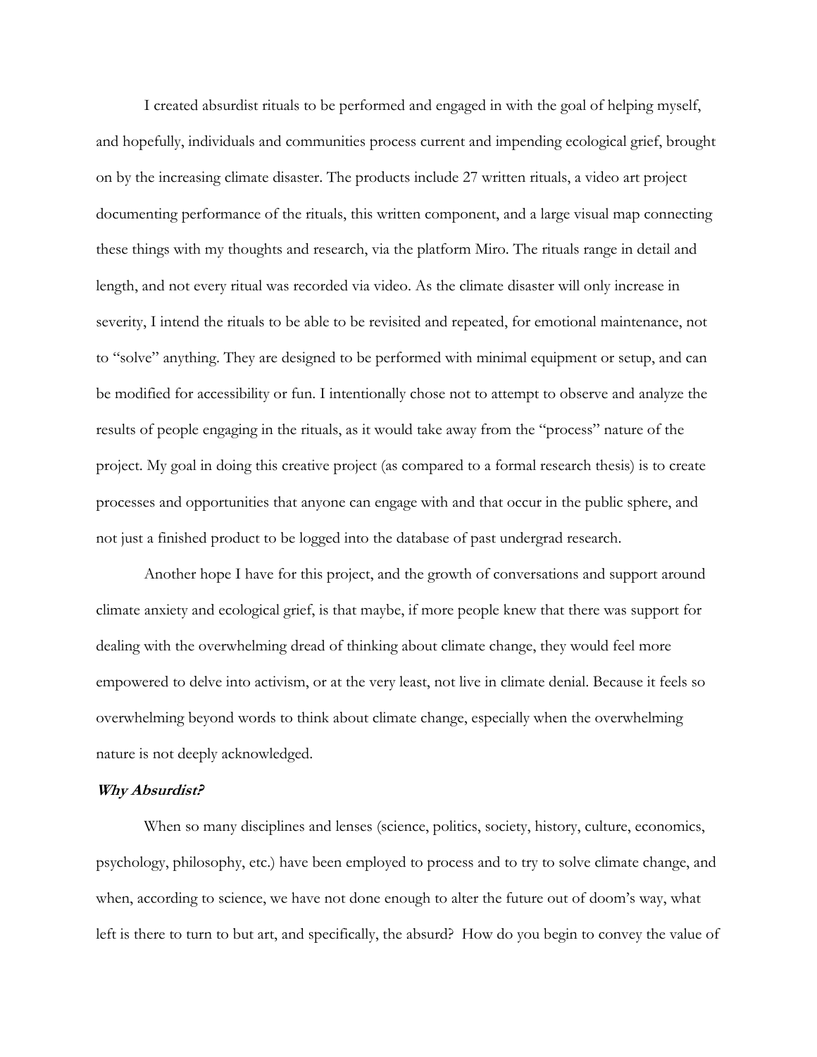I created absurdist rituals to be performed and engaged in with the goal of helping myself, and hopefully, individuals and communities process current and impending ecological grief, brought on by the increasing climate disaster. The products include 27 written rituals, a video art project documenting performance of the rituals, this written component, and a large visual map connecting these things with my thoughts and research, via the platform Miro. The rituals range in detail and length, and not every ritual was recorded via video. As the climate disaster will only increase in severity, I intend the rituals to be able to be revisited and repeated, for emotional maintenance, not to "solve" anything. They are designed to be performed with minimal equipment or setup, and can be modified for accessibility or fun. I intentionally chose not to attempt to observe and analyze the results of people engaging in the rituals, as it would take away from the "process" nature of the project. My goal in doing this creative project (as compared to a formal research thesis) is to create processes and opportunities that anyone can engage with and that occur in the public sphere, and not just a finished product to be logged into the database of past undergrad research.

Another hope I have for this project, and the growth of conversations and support around climate anxiety and ecological grief, is that maybe, if more people knew that there was support for dealing with the overwhelming dread of thinking about climate change, they would feel more empowered to delve into activism, or at the very least, not live in climate denial. Because it feels so overwhelming beyond words to think about climate change, especially when the overwhelming nature is not deeply acknowledged.

***Why Absurdist?***

When so many disciplines and lenses (science, politics, society, history, culture, economics, psychology, philosophy, etc.) have been employed to process and to try to solve climate change, and when, according to science, we have not done enough to alter the future out of doom's way, what left is there to turn to but art, and specifically, the absurd? How do you begin to convey the value of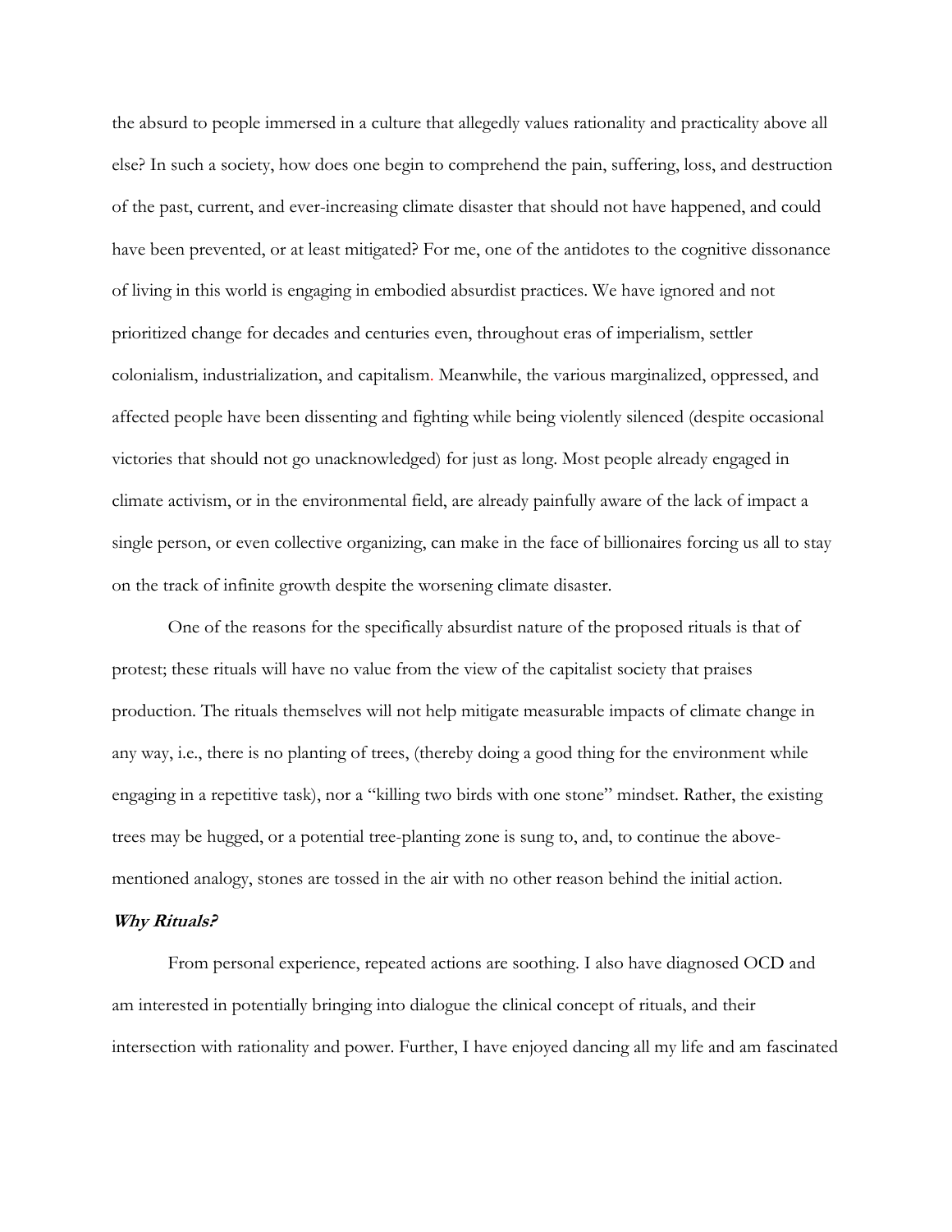the absurd to people immersed in a culture that allegedly values rationality and practicality above all else? In such a society, how does one begin to comprehend the pain, suffering, loss, and destruction of the past, current, and ever-increasing climate disaster that should not have happened, and could have been prevented, or at least mitigated? For me, one of the antidotes to the cognitive dissonance of living in this world is engaging in embodied absurdist practices. We have ignored and not prioritized change for decades and centuries even, throughout eras of imperialism, settler colonialism, industrialization, and capitalism. Meanwhile, the various marginalized, oppressed, and affected people have been dissenting and fighting while being violently silenced (despite occasional victories that should not go unacknowledged) for just as long. Most people already engaged in climate activism, or in the environmental field, are already painfully aware of the lack of impact a single person, or even collective organizing, can make in the face of billionaires forcing us all to stay on the track of infinite growth despite the worsening climate disaster.

One of the reasons for the specifically absurdist nature of the proposed rituals is that of protest; these rituals will have no value from the view of the capitalist society that praises production. The rituals themselves will not help mitigate measurable impacts of climate change in any way, i.e., there is no planting of trees, (thereby doing a good thing for the environment while engaging in a repetitive task), nor a "killing two birds with one stone" mindset. Rather, the existing trees may be hugged, or a potential tree-planting zone is sung to, and, to continue the above-mentioned analogy, stones are tossed in the air with no other reason behind the initial action.

### *Why Rituals?*

From personal experience, repeated actions are soothing. I also have diagnosed OCD and am interested in potentially bringing into dialogue the clinical concept of rituals, and their intersection with rationality and power. Further, I have enjoyed dancing all my life and am fascinated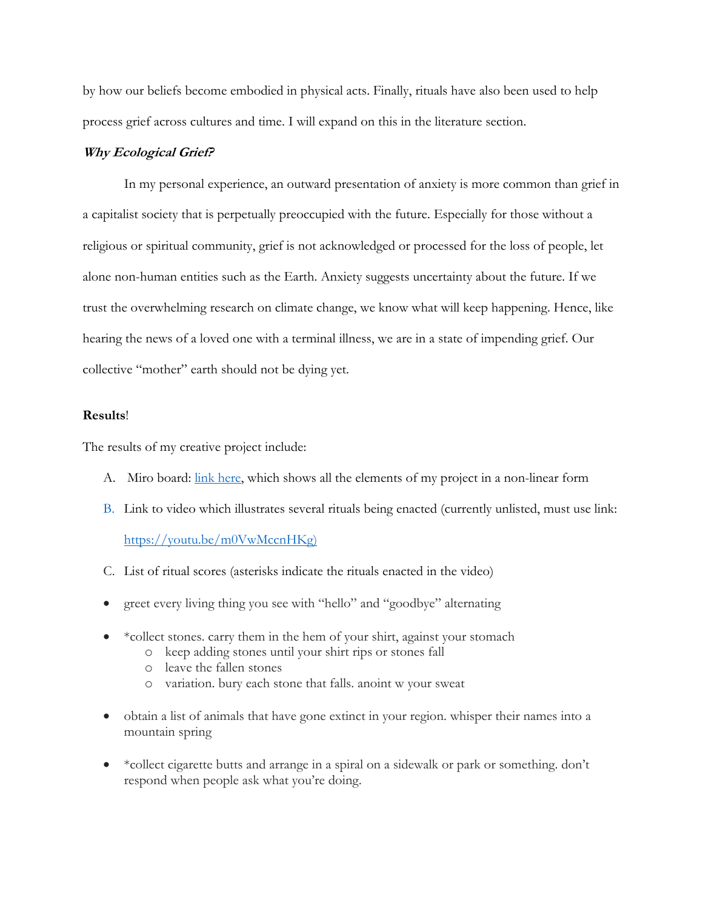by how our beliefs become embodied in physical acts. Finally, rituals have also been used to help process grief across cultures and time. I will expand on this in the literature section.

***Why Ecological Grief?***

In my personal experience, an outward presentation of anxiety is more common than grief in a capitalist society that is perpetually preoccupied with the future. Especially for those without a religious or spiritual community, grief is not acknowledged or processed for the loss of people, let alone non-human entities such as the Earth. Anxiety suggests uncertainty about the future. If we trust the overwhelming research on climate change, we know what will keep happening. Hence, like hearing the news of a loved one with a terminal illness, we are in a state of impending grief. Our collective "mother" earth should not be dying yet.

**Results**!

The results of my creative project include:

A. Miro board: link here, which shows all the elements of my project in a non-linear form

B. Link to video which illustrates several rituals being enacted (currently unlisted, must use link: https://youtu.be/m0VwMccnHKg)

C. List of ritual scores (asterisks indicate the rituals enacted in the video)

- greet every living thing you see with "hello" and "goodbye" alternating
- *collect stones. carry them in the hem of your shirt, against your stomach
  - keep adding stones until your shirt rips or stones fall
  - leave the fallen stones
  - variation. bury each stone that falls. anoint w your sweat
- obtain a list of animals that have gone extinct in your region. whisper their names into a mountain spring
- *collect cigarette butts and arrange in a spiral on a sidewalk or park or something. don't respond when people ask what you're doing.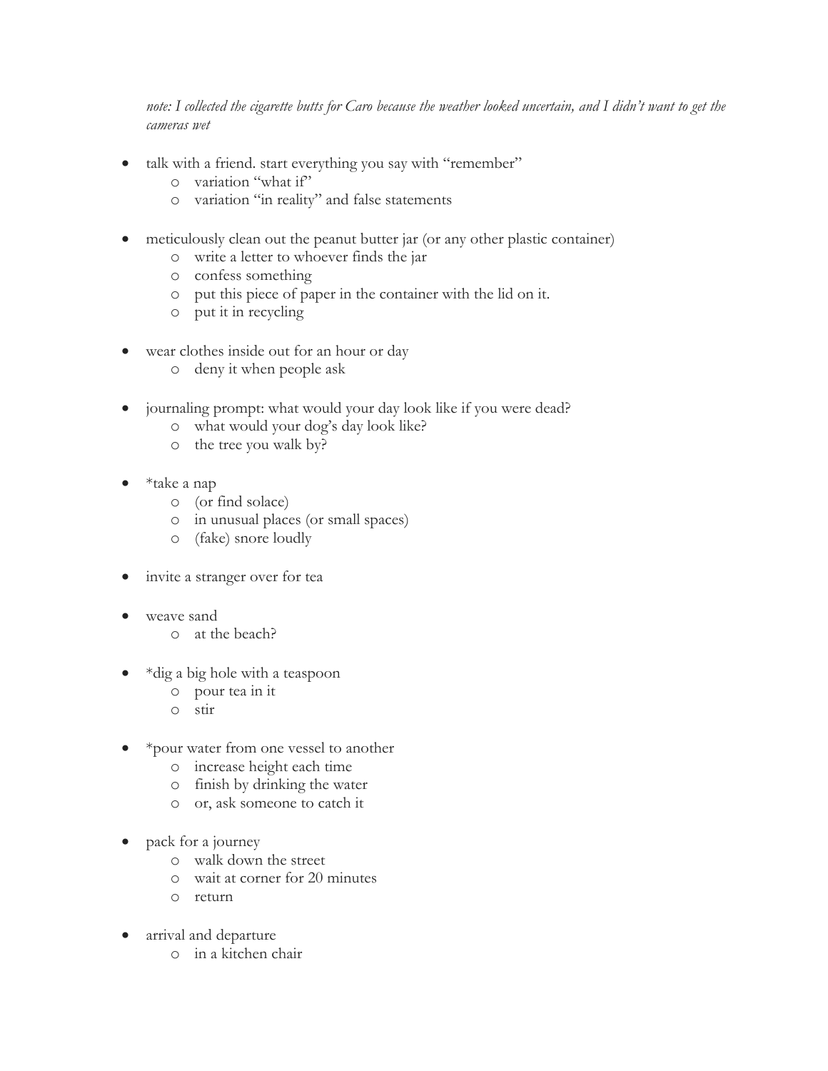*note: I collected the cigarette butts for Caro because the weather looked uncertain, and I didn't want to get the cameras wet*

- talk with a friend. start everything you say with "remember"
  - variation "what if"
  - variation "in reality" and false statements

- meticulously clean out the peanut butter jar (or any other plastic container)
  - write a letter to whoever finds the jar
  - confess something
  - put this piece of paper in the container with the lid on it.
  - put it in recycling

- wear clothes inside out for an hour or day
  - deny it when people ask

- journaling prompt: what would your day look like if you were dead?
  - what would your dog's day look like?
  - the tree you walk by?

- *take a nap
  - (or find solace)
  - in unusual places (or small spaces)
  - (fake) snore loudly

- invite a stranger over for tea

- weave sand
  - at the beach?

- *dig a big hole with a teaspoon
  - pour tea in it
  - stir

- *pour water from one vessel to another
  - increase height each time
  - finish by drinking the water
  - or, ask someone to catch it

- pack for a journey
  - walk down the street
  - wait at corner for 20 minutes
  - return

- arrival and departure
  - in a kitchen chair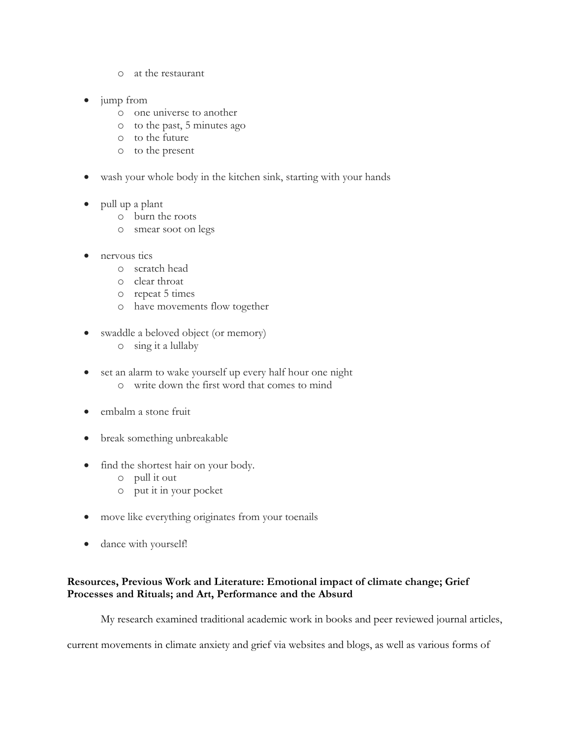- at the restaurant

- jump from
    - one universe to another
    - to the past, 5 minutes ago
    - to the future
    - to the present

- wash your whole body in the kitchen sink, starting with your hands

- pull up a plant
    - burn the roots
    - smear soot on legs

- nervous tics
    - scratch head
    - clear throat
    - repeat 5 times
    - have movements flow together

- swaddle a beloved object (or memory)
    - sing it a lullaby

- set an alarm to wake yourself up every half hour one night
    - write down the first word that comes to mind

- embalm a stone fruit

- break something unbreakable

- find the shortest hair on your body.
    - pull it out
    - put it in your pocket

- move like everything originates from your toenails

- dance with yourself!

**Resources, Previous Work and Literature: Emotional impact of climate change; Grief Processes and Rituals; and Art, Performance and the Absurd**

My research examined traditional academic work in books and peer reviewed journal articles, current movements in climate anxiety and grief via websites and blogs, as well as various forms of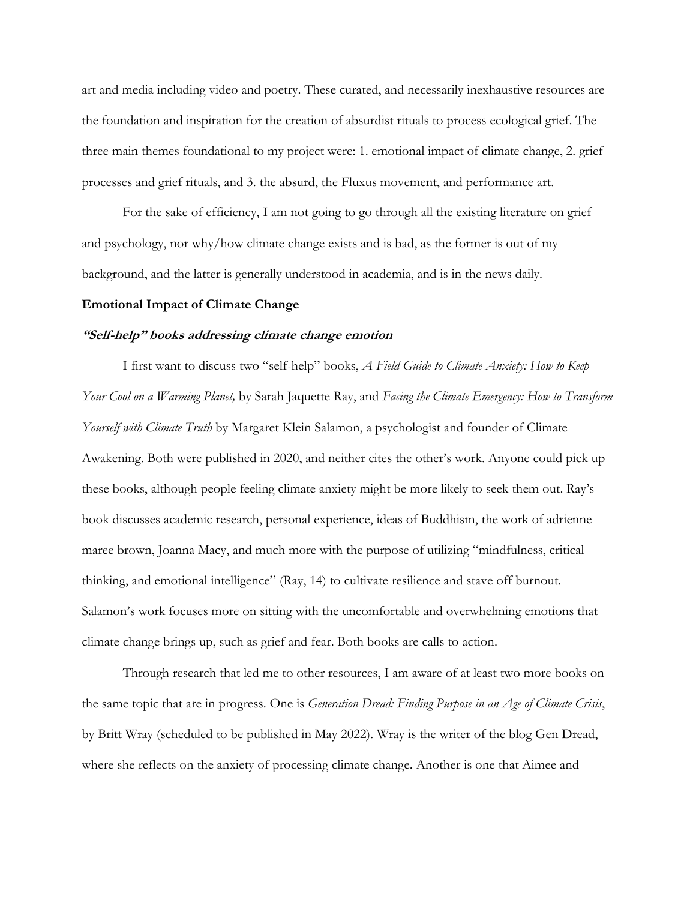art and media including video and poetry. These curated, and necessarily inexhaustive resources are the foundation and inspiration for the creation of absurdist rituals to process ecological grief. The three main themes foundational to my project were: 1. emotional impact of climate change, 2. grief processes and grief rituals, and 3. the absurd, the Fluxus movement, and performance art.

For the sake of efficiency, I am not going to go through all the existing literature on grief and psychology, nor why/how climate change exists and is bad, as the former is out of my background, and the latter is generally understood in academia, and is in the news daily.

**Emotional Impact of Climate Change**

***"Self-help" books addressing climate change emotion***

I first want to discuss two "self-help" books, *A Field Guide to Climate Anxiety: How to Keep Your Cool on a Warming Planet,* by Sarah Jaquette Ray, and *Facing the Climate Emergency: How to Transform Yourself with Climate Truth* by Margaret Klein Salamon, a psychologist and founder of Climate Awakening. Both were published in 2020, and neither cites the other's work. Anyone could pick up these books, although people feeling climate anxiety might be more likely to seek them out. Ray's book discusses academic research, personal experience, ideas of Buddhism, the work of adrienne maree brown, Joanna Macy, and much more with the purpose of utilizing "mindfulness, critical thinking, and emotional intelligence" (Ray, 14) to cultivate resilience and stave off burnout. Salamon's work focuses more on sitting with the uncomfortable and overwhelming emotions that climate change brings up, such as grief and fear. Both books are calls to action.

Through research that led me to other resources, I am aware of at least two more books on the same topic that are in progress. One is *Generation Dread: Finding Purpose in an Age of Climate Crisis*, by Britt Wray (scheduled to be published in May 2022). Wray is the writer of the blog Gen Dread, where she reflects on the anxiety of processing climate change. Another is one that Aimee and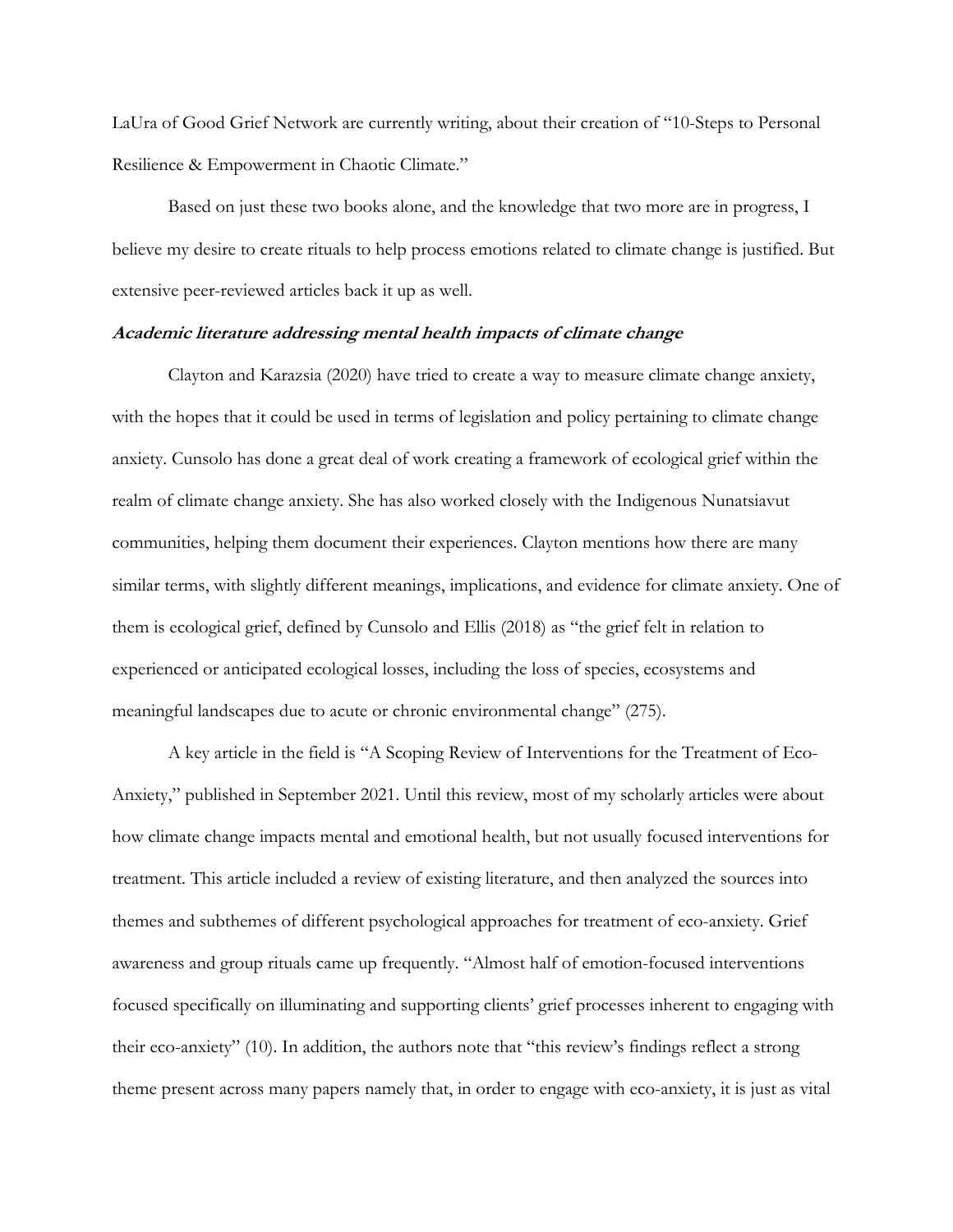LaUra of Good Grief Network are currently writing, about their creation of "10-Steps to Personal Resilience & Empowerment in Chaotic Climate."

Based on just these two books alone, and the knowledge that two more are in progress, I believe my desire to create rituals to help process emotions related to climate change is justified. But extensive peer-reviewed articles back it up as well.

***Academic literature addressing mental health impacts of climate change***

Clayton and Karazsia (2020) have tried to create a way to measure climate change anxiety, with the hopes that it could be used in terms of legislation and policy pertaining to climate change anxiety. Cunsolo has done a great deal of work creating a framework of ecological grief within the realm of climate change anxiety. She has also worked closely with the Indigenous Nunatsiavut communities, helping them document their experiences. Clayton mentions how there are many similar terms, with slightly different meanings, implications, and evidence for climate anxiety. One of them is ecological grief, defined by Cunsolo and Ellis (2018) as "the grief felt in relation to experienced or anticipated ecological losses, including the loss of species, ecosystems and meaningful landscapes due to acute or chronic environmental change" (275).

A key article in the field is "A Scoping Review of Interventions for the Treatment of Eco-Anxiety," published in September 2021. Until this review, most of my scholarly articles were about how climate change impacts mental and emotional health, but not usually focused interventions for treatment. This article included a review of existing literature, and then analyzed the sources into themes and subthemes of different psychological approaches for treatment of eco-anxiety. Grief awareness and group rituals came up frequently. "Almost half of emotion-focused interventions focused specifically on illuminating and supporting clients' grief processes inherent to engaging with their eco-anxiety" (10). In addition, the authors note that "this review's findings reflect a strong theme present across many papers namely that, in order to engage with eco-anxiety, it is just as vital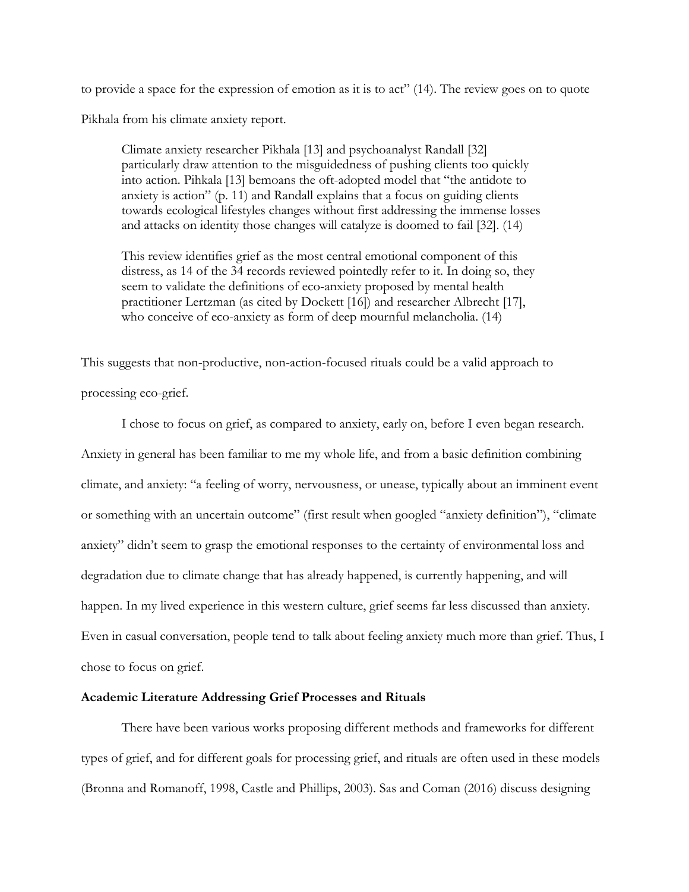to provide a space for the expression of emotion as it is to act" (14). The review goes on to quote Pikhala from his climate anxiety report.

> Climate anxiety researcher Pikhala [13] and psychoanalyst Randall [32] particularly draw attention to the misguidedness of pushing clients too quickly into action. Pihkala [13] bemoans the oft-adopted model that "the antidote to anxiety is action" (p. 11) and Randall explains that a focus on guiding clients towards ecological lifestyles changes without first addressing the immense losses and attacks on identity those changes will catalyze is doomed to fail [32]. (14)
>
> This review identifies grief as the most central emotional component of this distress, as 14 of the 34 records reviewed pointedly refer to it. In doing so, they seem to validate the definitions of eco-anxiety proposed by mental health practitioner Lertzman (as cited by Dockett [16]) and researcher Albrecht [17], who conceive of eco-anxiety as form of deep mournful melancholia. (14)

This suggests that non-productive, non-action-focused rituals could be a valid approach to processing eco-grief.

I chose to focus on grief, as compared to anxiety, early on, before I even began research. Anxiety in general has been familiar to me my whole life, and from a basic definition combining climate, and anxiety: "a feeling of worry, nervousness, or unease, typically about an imminent event or something with an uncertain outcome" (first result when googled "anxiety definition"), "climate anxiety" didn't seem to grasp the emotional responses to the certainty of environmental loss and degradation due to climate change that has already happened, is currently happening, and will happen. In my lived experience in this western culture, grief seems far less discussed than anxiety. Even in casual conversation, people tend to talk about feeling anxiety much more than grief. Thus, I chose to focus on grief.

**Academic Literature Addressing Grief Processes and Rituals**

There have been various works proposing different methods and frameworks for different types of grief, and for different goals for processing grief, and rituals are often used in these models (Bronna and Romanoff, 1998, Castle and Phillips, 2003). Sas and Coman (2016) discuss designing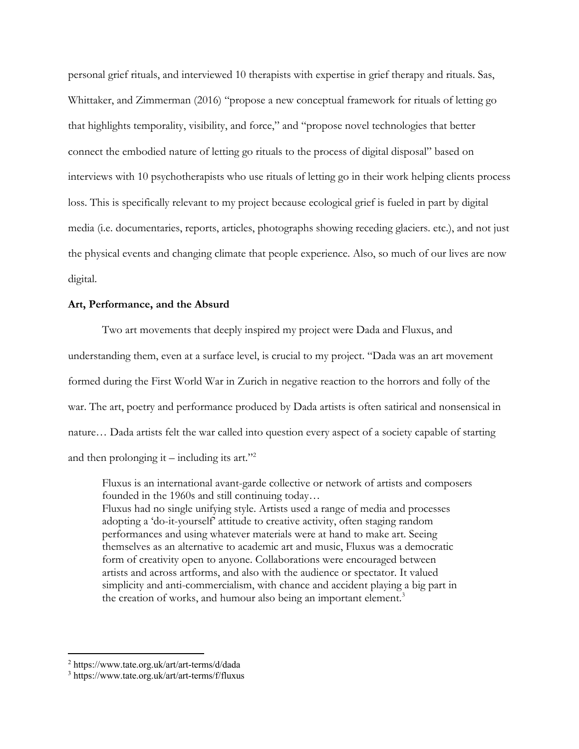personal grief rituals, and interviewed 10 therapists with expertise in grief therapy and rituals. Sas, Whittaker, and Zimmerman (2016) "propose a new conceptual framework for rituals of letting go that highlights temporality, visibility, and force," and "propose novel technologies that better connect the embodied nature of letting go rituals to the process of digital disposal" based on interviews with 10 psychotherapists who use rituals of letting go in their work helping clients process loss. This is specifically relevant to my project because ecological grief is fueled in part by digital media (i.e. documentaries, reports, articles, photographs showing receding glaciers. etc.), and not just the physical events and changing climate that people experience. Also, so much of our lives are now digital.

**Art, Performance, and the Absurd**

Two art movements that deeply inspired my project were Dada and Fluxus, and understanding them, even at a surface level, is crucial to my project. "Dada was an art movement formed during the First World War in Zurich in negative reaction to the horrors and folly of the war. The art, poetry and performance produced by Dada artists is often satirical and nonsensical in nature… Dada artists felt the war called into question every aspect of a society capable of starting and then prolonging it – including its art."[2]

> Fluxus is an international avant-garde collective or network of artists and composers founded in the 1960s and still continuing today…
> Fluxus had no single unifying style. Artists used a range of media and processes adopting a 'do-it-yourself' attitude to creative activity, often staging random performances and using whatever materials were at hand to make art. Seeing themselves as an alternative to academic art and music, Fluxus was a democratic form of creativity open to anyone. Collaborations were encouraged between artists and across artforms, and also with the audience or spectator. It valued simplicity and anti-commercialism, with chance and accident playing a big part in the creation of works, and humour also being an important element.[3]

---

[2] https://www.tate.org.uk/art/art-terms/d/dada

[3] https://www.tate.org.uk/art/art-terms/f/fluxus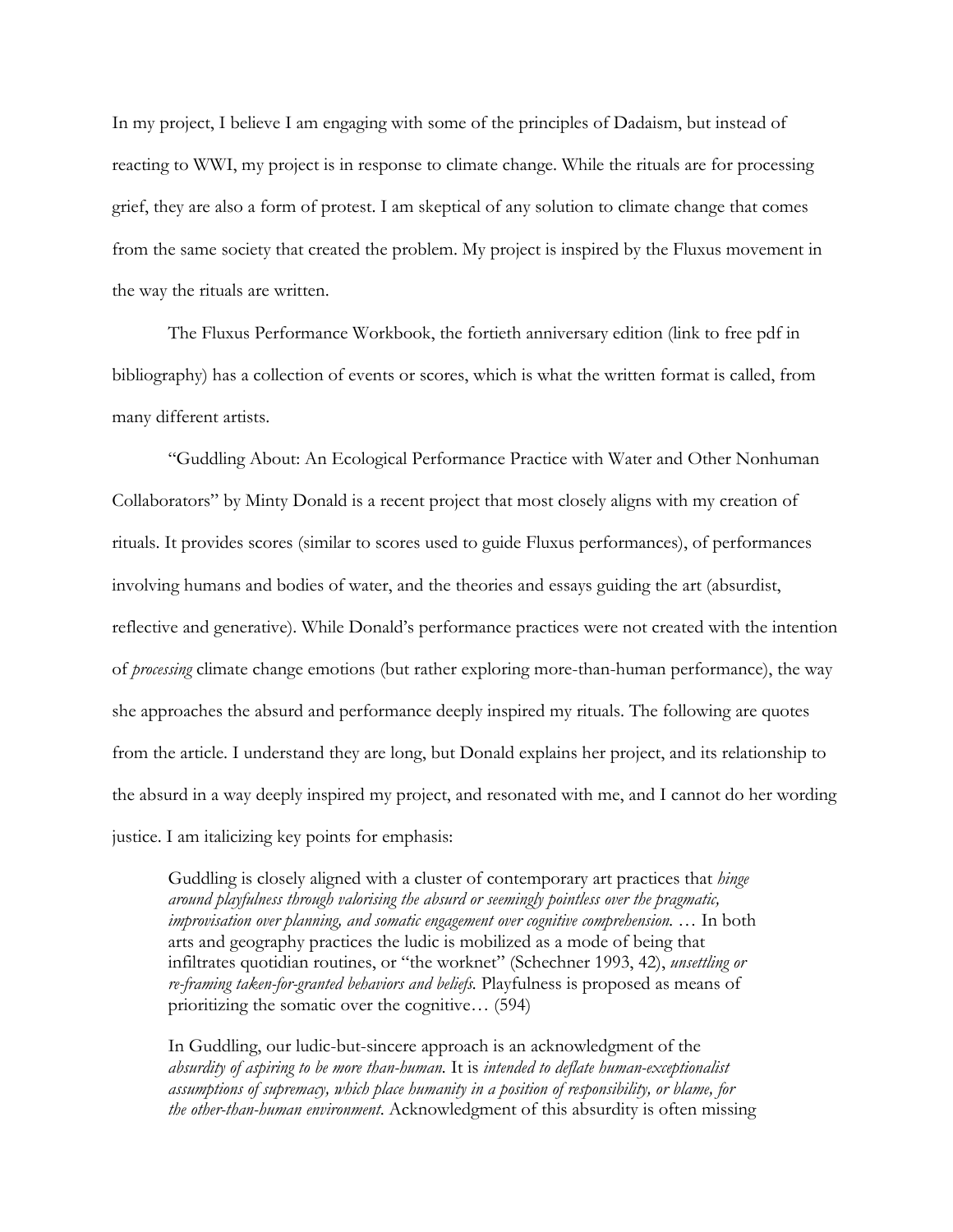In my project, I believe I am engaging with some of the principles of Dadaism, but instead of reacting to WWI, my project is in response to climate change. While the rituals are for processing grief, they are also a form of protest. I am skeptical of any solution to climate change that comes from the same society that created the problem. My project is inspired by the Fluxus movement in the way the rituals are written.

The Fluxus Performance Workbook, the fortieth anniversary edition (link to free pdf in bibliography) has a collection of events or scores, which is what the written format is called, from many different artists.

"Guddling About: An Ecological Performance Practice with Water and Other Nonhuman Collaborators" by Minty Donald is a recent project that most closely aligns with my creation of rituals. It provides scores (similar to scores used to guide Fluxus performances), of performances involving humans and bodies of water, and the theories and essays guiding the art (absurdist, reflective and generative). While Donald's performance practices were not created with the intention of *processing* climate change emotions (but rather exploring more-than-human performance), the way she approaches the absurd and performance deeply inspired my rituals. The following are quotes from the article. I understand they are long, but Donald explains her project, and its relationship to the absurd in a way deeply inspired my project, and resonated with me, and I cannot do her wording justice. I am italicizing key points for emphasis:

> Guddling is closely aligned with a cluster of contemporary art practices that *hinge around playfulness through valorising the absurd or seemingly pointless over the pragmatic, improvisation over planning, and somatic engagement over cognitive comprehension.* … In both arts and geography practices the ludic is mobilized as a mode of being that infiltrates quotidian routines, or "the worknet" (Schechner 1993, 42), *unsettling or re-framing taken-for-granted behaviors and beliefs.* Playfulness is proposed as means of prioritizing the somatic over the cognitive… (594)

> In Guddling, our ludic-but-sincere approach is an acknowledgment of the *absurdity of aspiring to be more than-human.* It is *intended to deflate human-exceptionalist assumptions of supremacy, which place humanity in a position of responsibility, or blame, for the other-than-human environment.* Acknowledgment of this absurdity is often missing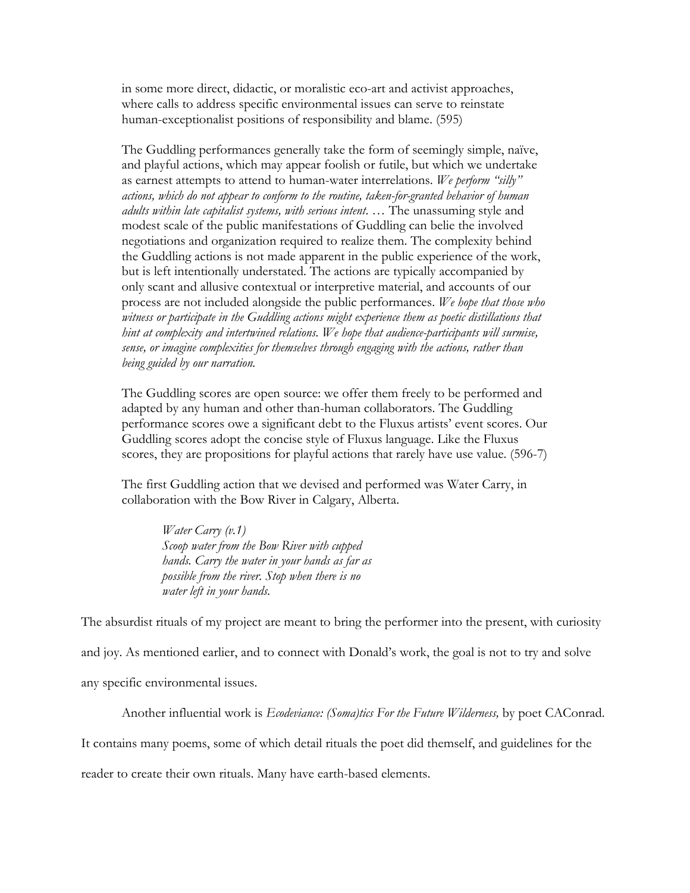> in some more direct, didactic, or moralistic eco-art and activist approaches, where calls to address specific environmental issues can serve to reinstate human-exceptionalist positions of responsibility and blame. (595)
>
> The Guddling performances generally take the form of seemingly simple, naïve, and playful actions, which may appear foolish or futile, but which we undertake as earnest attempts to attend to human-water interrelations. *We perform "silly" actions, which do not appear to conform to the routine, taken-for-granted behavior of human adults within late capitalist systems, with serious intent.* … The unassuming style and modest scale of the public manifestations of Guddling can belie the involved negotiations and organization required to realize them. The complexity behind the Guddling actions is not made apparent in the public experience of the work, but is left intentionally understated. The actions are typically accompanied by only scant and allusive contextual or interpretive material, and accounts of our process are not included alongside the public performances. *We hope that those who witness or participate in the Guddling actions might experience them as poetic distillations that hint at complexity and intertwined relations. We hope that audience-participants will surmise, sense, or imagine complexities for themselves through engaging with the actions, rather than being guided by our narration.*
>
> The Guddling scores are open source: we offer them freely to be performed and adapted by any human and other than-human collaborators. The Guddling performance scores owe a significant debt to the Fluxus artists' event scores. Our Guddling scores adopt the concise style of Fluxus language. Like the Fluxus scores, they are propositions for playful actions that rarely have use value. (596-7)
>
> The first Guddling action that we devised and performed was Water Carry, in collaboration with the Bow River in Calgary, Alberta.
>
>> *Water Carry (v.1)*
>> *Scoop water from the Bow River with cupped hands. Carry the water in your hands as far as possible from the river. Stop when there is no water left in your hands.*

The absurdist rituals of my project are meant to bring the performer into the present, with curiosity and joy. As mentioned earlier, and to connect with Donald's work, the goal is not to try and solve any specific environmental issues.

Another influential work is *Ecodeviance: (Soma)tics For the Future Wilderness,* by poet CAConrad. It contains many poems, some of which detail rituals the poet did themself, and guidelines for the reader to create their own rituals. Many have earth-based elements.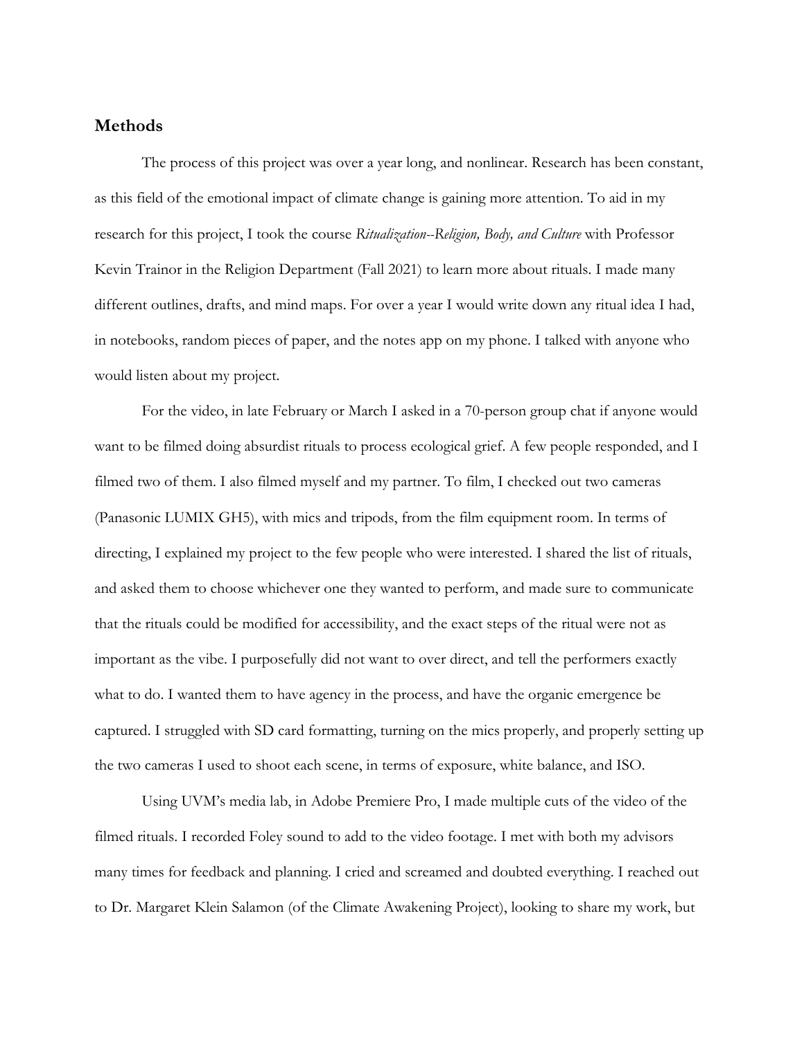## Methods

The process of this project was over a year long, and nonlinear. Research has been constant, as this field of the emotional impact of climate change is gaining more attention. To aid in my research for this project, I took the course *Ritualization--Religion, Body, and Culture* with Professor Kevin Trainor in the Religion Department (Fall 2021) to learn more about rituals. I made many different outlines, drafts, and mind maps. For over a year I would write down any ritual idea I had, in notebooks, random pieces of paper, and the notes app on my phone. I talked with anyone who would listen about my project.

For the video, in late February or March I asked in a 70-person group chat if anyone would want to be filmed doing absurdist rituals to process ecological grief. A few people responded, and I filmed two of them. I also filmed myself and my partner. To film, I checked out two cameras (Panasonic LUMIX GH5), with mics and tripods, from the film equipment room. In terms of directing, I explained my project to the few people who were interested. I shared the list of rituals, and asked them to choose whichever one they wanted to perform, and made sure to communicate that the rituals could be modified for accessibility, and the exact steps of the ritual were not as important as the vibe. I purposefully did not want to over direct, and tell the performers exactly what to do. I wanted them to have agency in the process, and have the organic emergence be captured. I struggled with SD card formatting, turning on the mics properly, and properly setting up the two cameras I used to shoot each scene, in terms of exposure, white balance, and ISO.

Using UVM's media lab, in Adobe Premiere Pro, I made multiple cuts of the video of the filmed rituals. I recorded Foley sound to add to the video footage. I met with both my advisors many times for feedback and planning. I cried and screamed and doubted everything. I reached out to Dr. Margaret Klein Salamon (of the Climate Awakening Project), looking to share my work, but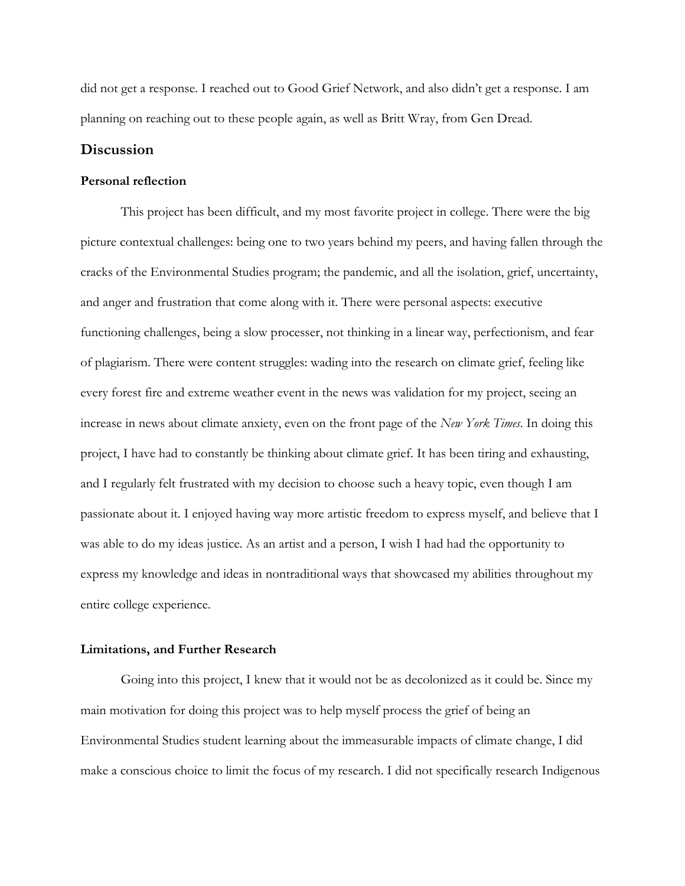did not get a response. I reached out to Good Grief Network, and also didn't get a response. I am planning on reaching out to these people again, as well as Britt Wray, from Gen Dread.

## Discussion

### Personal reflection

This project has been difficult, and my most favorite project in college. There were the big picture contextual challenges: being one to two years behind my peers, and having fallen through the cracks of the Environmental Studies program; the pandemic, and all the isolation, grief, uncertainty, and anger and frustration that come along with it. There were personal aspects: executive functioning challenges, being a slow processer, not thinking in a linear way, perfectionism, and fear of plagiarism. There were content struggles: wading into the research on climate grief, feeling like every forest fire and extreme weather event in the news was validation for my project, seeing an increase in news about climate anxiety, even on the front page of the *New York Times*. In doing this project, I have had to constantly be thinking about climate grief. It has been tiring and exhausting, and I regularly felt frustrated with my decision to choose such a heavy topic, even though I am passionate about it. I enjoyed having way more artistic freedom to express myself, and believe that I was able to do my ideas justice. As an artist and a person, I wish I had had the opportunity to express my knowledge and ideas in nontraditional ways that showcased my abilities throughout my entire college experience.

### Limitations, and Further Research

Going into this project, I knew that it would not be as decolonized as it could be. Since my main motivation for doing this project was to help myself process the grief of being an Environmental Studies student learning about the immeasurable impacts of climate change, I did make a conscious choice to limit the focus of my research. I did not specifically research Indigenous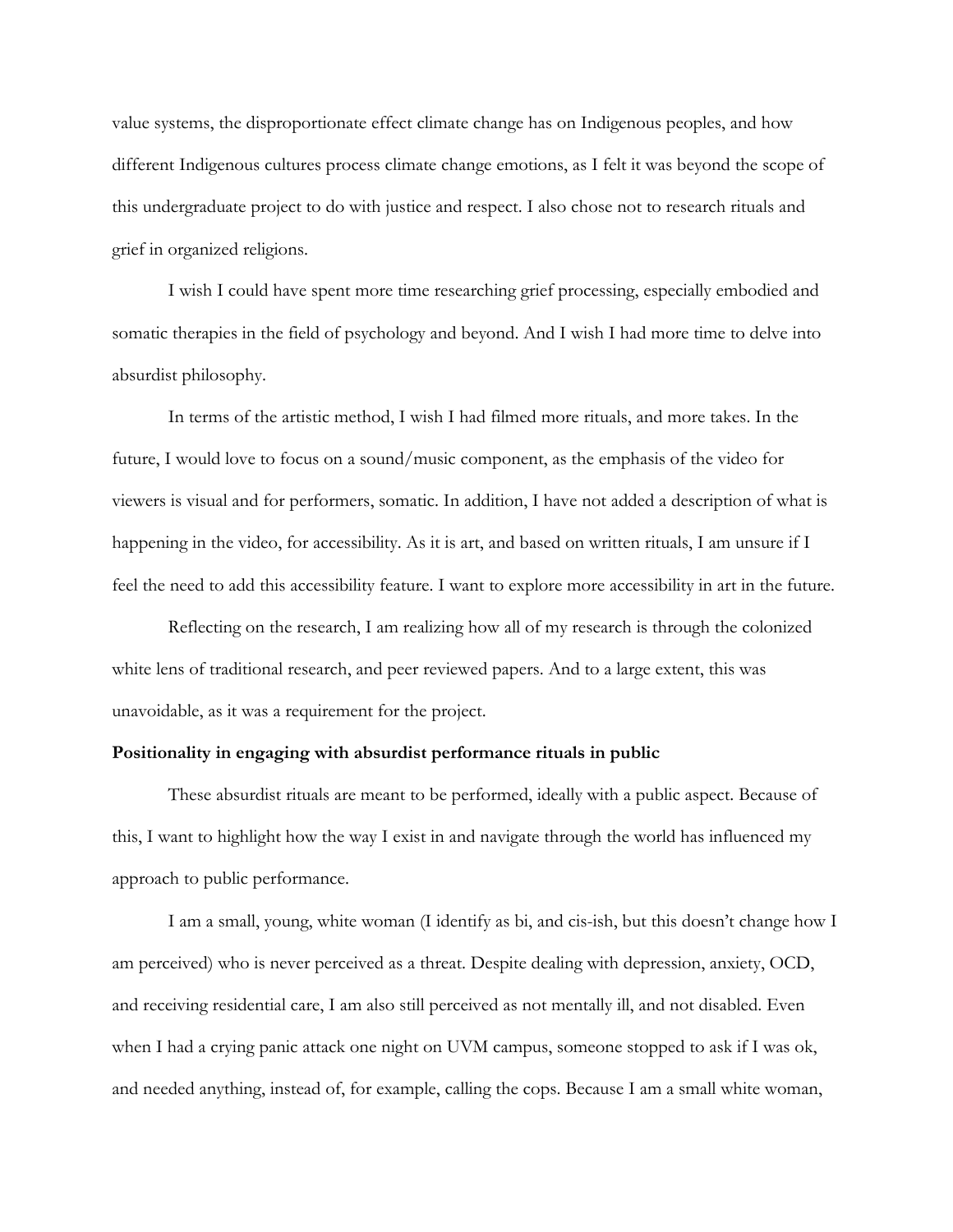value systems, the disproportionate effect climate change has on Indigenous peoples, and how different Indigenous cultures process climate change emotions, as I felt it was beyond the scope of this undergraduate project to do with justice and respect. I also chose not to research rituals and grief in organized religions.

I wish I could have spent more time researching grief processing, especially embodied and somatic therapies in the field of psychology and beyond. And I wish I had more time to delve into absurdist philosophy.

In terms of the artistic method, I wish I had filmed more rituals, and more takes. In the future, I would love to focus on a sound/music component, as the emphasis of the video for viewers is visual and for performers, somatic. In addition, I have not added a description of what is happening in the video, for accessibility. As it is art, and based on written rituals, I am unsure if I feel the need to add this accessibility feature. I want to explore more accessibility in art in the future.

Reflecting on the research, I am realizing how all of my research is through the colonized white lens of traditional research, and peer reviewed papers. And to a large extent, this was unavoidable, as it was a requirement for the project.

**Positionality in engaging with absurdist performance rituals in public**

These absurdist rituals are meant to be performed, ideally with a public aspect. Because of this, I want to highlight how the way I exist in and navigate through the world has influenced my approach to public performance.

I am a small, young, white woman (I identify as bi, and cis-ish, but this doesn't change how I am perceived) who is never perceived as a threat. Despite dealing with depression, anxiety, OCD, and receiving residential care, I am also still perceived as not mentally ill, and not disabled. Even when I had a crying panic attack one night on UVM campus, someone stopped to ask if I was ok, and needed anything, instead of, for example, calling the cops. Because I am a small white woman,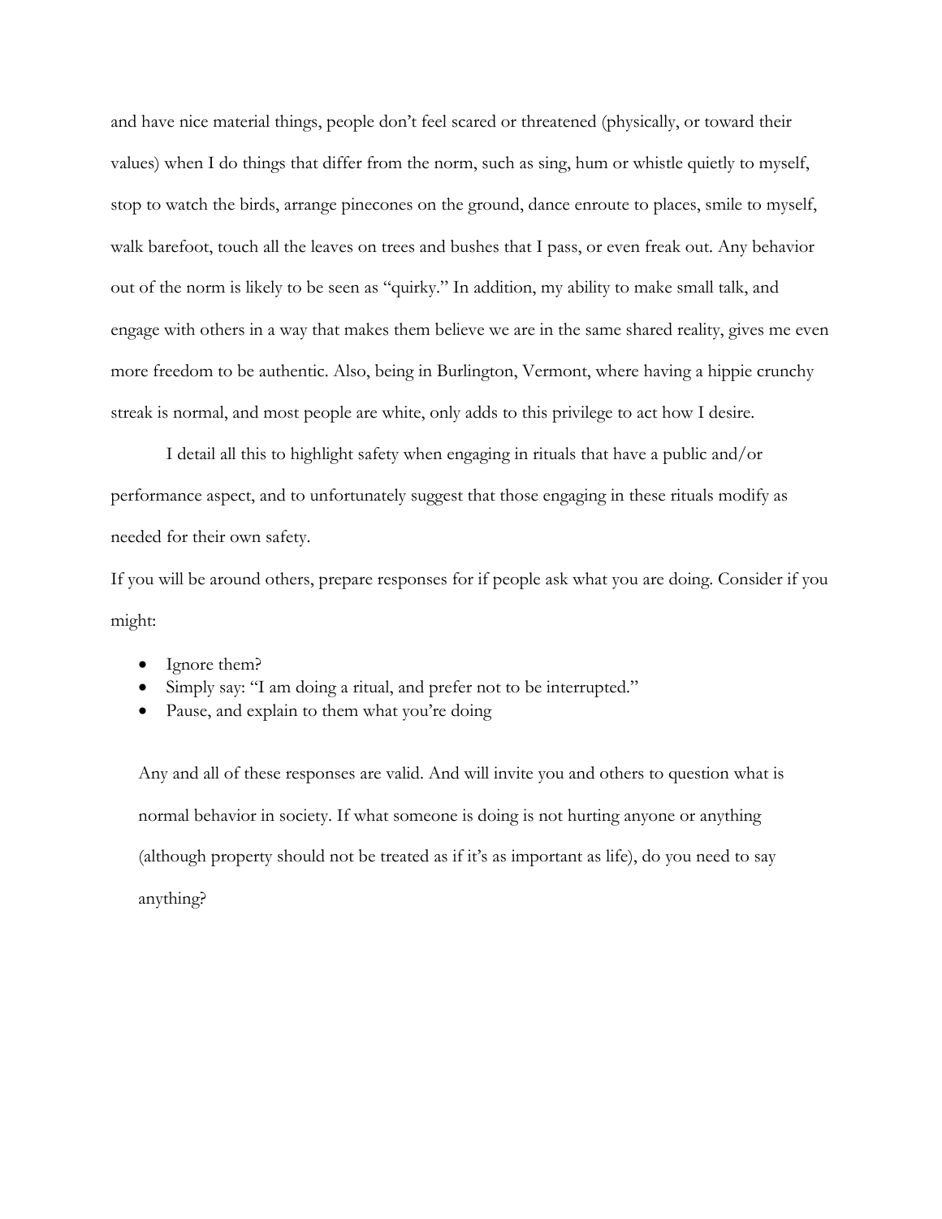and have nice material things, people don't feel scared or threatened (physically, or toward their values) when I do things that differ from the norm, such as sing, hum or whistle quietly to myself, stop to watch the birds, arrange pinecones on the ground, dance enroute to places, smile to myself, walk barefoot, touch all the leaves on trees and bushes that I pass, or even freak out. Any behavior out of the norm is likely to be seen as "quirky." In addition, my ability to make small talk, and engage with others in a way that makes them believe we are in the same shared reality, gives me even more freedom to be authentic. Also, being in Burlington, Vermont, where having a hippie crunchy streak is normal, and most people are white, only adds to this privilege to act how I desire.

I detail all this to highlight safety when engaging in rituals that have a public and/or performance aspect, and to unfortunately suggest that those engaging in these rituals modify as needed for their own safety.

If you will be around others, prepare responses for if people ask what you are doing. Consider if you might:

- Ignore them?
- Simply say: "I am doing a ritual, and prefer not to be interrupted."
- Pause, and explain to them what you're doing

Any and all of these responses are valid. And will invite you and others to question what is normal behavior in society. If what someone is doing is not hurting anyone or anything (although property should not be treated as if it's as important as life), do you need to say anything?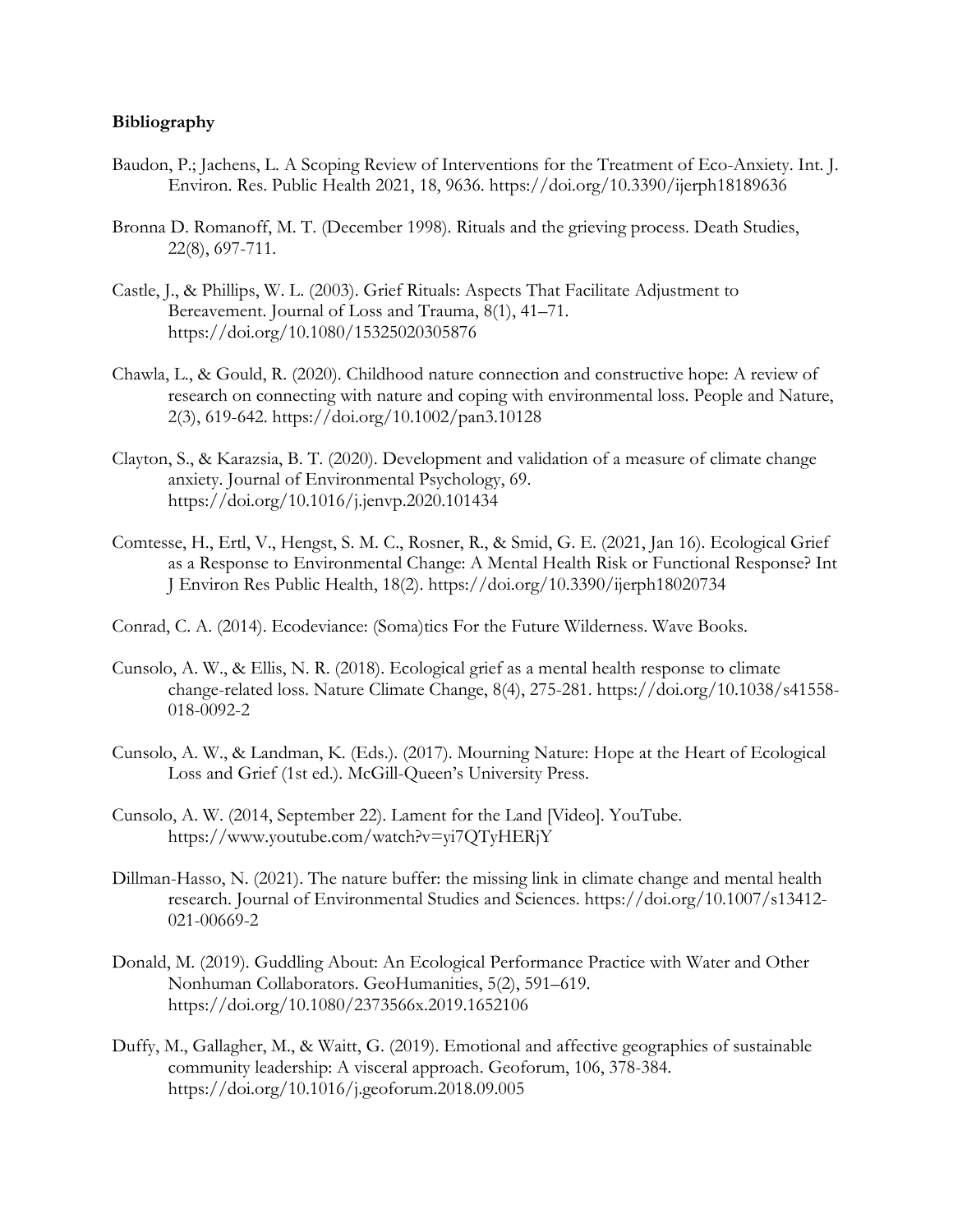**Bibliography**

Baudon, P.; Jachens, L. A Scoping Review of Interventions for the Treatment of Eco-Anxiety. Int. J. Environ. Res. Public Health 2021, 18, 9636. https://doi.org/10.3390/ijerph18189636

Bronna D. Romanoff, M. T. (December 1998). Rituals and the grieving process. Death Studies, 22(8), 697-711.

Castle, J., & Phillips, W. L. (2003). Grief Rituals: Aspects That Facilitate Adjustment to Bereavement. Journal of Loss and Trauma, 8(1), 41–71. https://doi.org/10.1080/15325020305876

Chawla, L., & Gould, R. (2020). Childhood nature connection and constructive hope: A review of research on connecting with nature and coping with environmental loss. People and Nature, 2(3), 619-642. https://doi.org/10.1002/pan3.10128

Clayton, S., & Karazsia, B. T. (2020). Development and validation of a measure of climate change anxiety. Journal of Environmental Psychology, 69. https://doi.org/10.1016/j.jenvp.2020.101434

Comtesse, H., Ertl, V., Hengst, S. M. C., Rosner, R., & Smid, G. E. (2021, Jan 16). Ecological Grief as a Response to Environmental Change: A Mental Health Risk or Functional Response? Int J Environ Res Public Health, 18(2). https://doi.org/10.3390/ijerph18020734

Conrad, C. A. (2014). Ecodeviance: (Soma)tics For the Future Wilderness. Wave Books.

Cunsolo, A. W., & Ellis, N. R. (2018). Ecological grief as a mental health response to climate change-related loss. Nature Climate Change, 8(4), 275-281. https://doi.org/10.1038/s41558-018-0092-2

Cunsolo, A. W., & Landman, K. (Eds.). (2017). Mourning Nature: Hope at the Heart of Ecological Loss and Grief (1st ed.). McGill-Queen's University Press.

Cunsolo, A. W. (2014, September 22). Lament for the Land [Video]. YouTube. https://www.youtube.com/watch?v=yi7QTyHERjY

Dillman-Hasso, N. (2021). The nature buffer: the missing link in climate change and mental health research. Journal of Environmental Studies and Sciences. https://doi.org/10.1007/s13412-021-00669-2

Donald, M. (2019). Guddling About: An Ecological Performance Practice with Water and Other Nonhuman Collaborators. GeoHumanities, 5(2), 591–619. https://doi.org/10.1080/2373566x.2019.1652106

Duffy, M., Gallagher, M., & Waitt, G. (2019). Emotional and affective geographies of sustainable community leadership: A visceral approach. Geoforum, 106, 378-384. https://doi.org/10.1016/j.geoforum.2018.09.005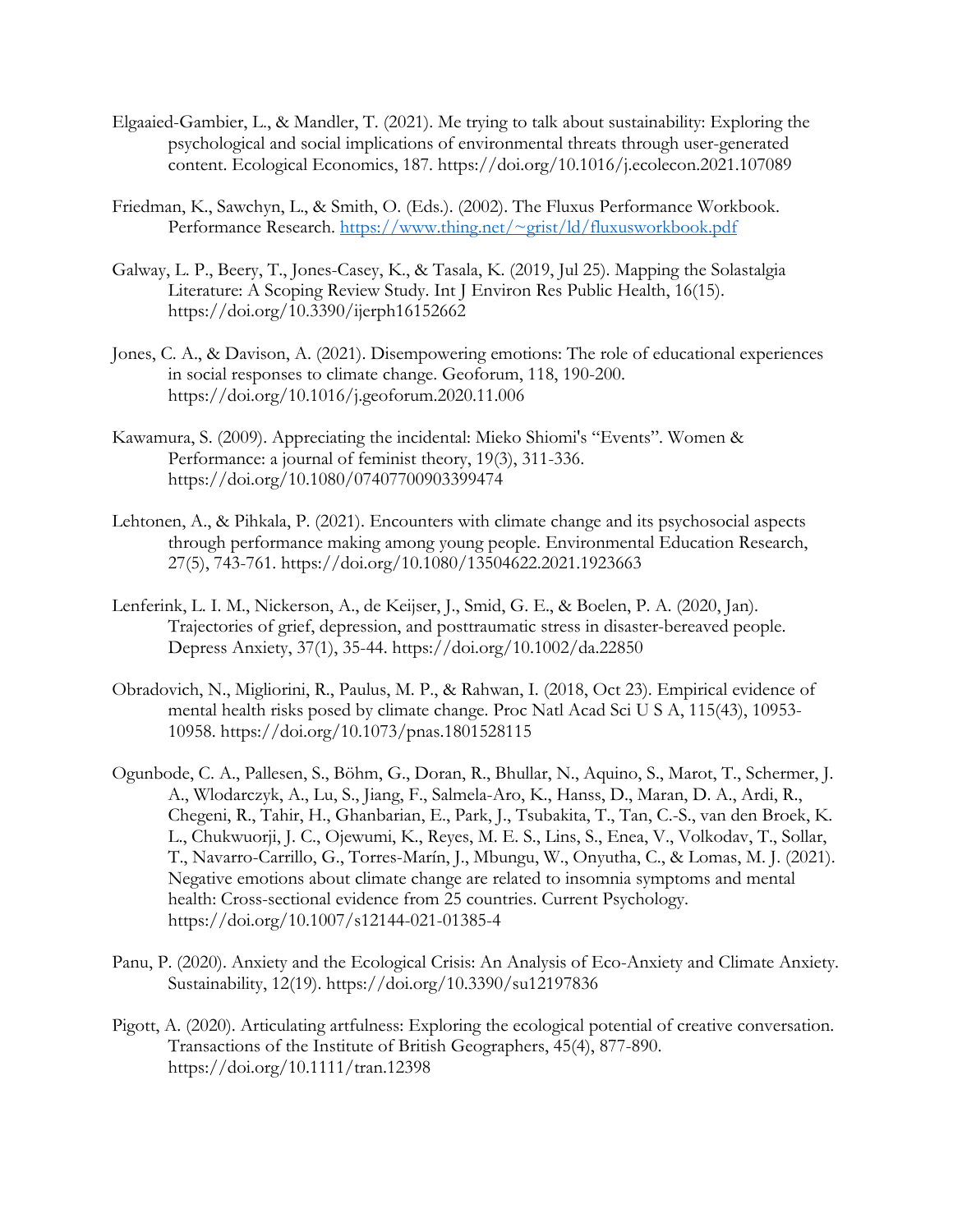Elgaaied-Gambier, L., & Mandler, T. (2021). Me trying to talk about sustainability: Exploring the psychological and social implications of environmental threats through user-generated content. Ecological Economics, 187. https://doi.org/10.1016/j.ecolecon.2021.107089

Friedman, K., Sawchyn, L., & Smith, O. (Eds.). (2002). The Fluxus Performance Workbook. Performance Research. https://www.thing.net/~grist/ld/fluxusworkbook.pdf

Galway, L. P., Beery, T., Jones-Casey, K., & Tasala, K. (2019, Jul 25). Mapping the Solastalgia Literature: A Scoping Review Study. Int J Environ Res Public Health, 16(15). https://doi.org/10.3390/ijerph16152662

Jones, C. A., & Davison, A. (2021). Disempowering emotions: The role of educational experiences in social responses to climate change. Geoforum, 118, 190-200. https://doi.org/10.1016/j.geoforum.2020.11.006

Kawamura, S. (2009). Appreciating the incidental: Mieko Shiomi's "Events". Women & Performance: a journal of feminist theory, 19(3), 311-336. https://doi.org/10.1080/07407700903399474

Lehtonen, A., & Pihkala, P. (2021). Encounters with climate change and its psychosocial aspects through performance making among young people. Environmental Education Research, 27(5), 743-761. https://doi.org/10.1080/13504622.2021.1923663

Lenferink, L. I. M., Nickerson, A., de Keijser, J., Smid, G. E., & Boelen, P. A. (2020, Jan). Trajectories of grief, depression, and posttraumatic stress in disaster-bereaved people. Depress Anxiety, 37(1), 35-44. https://doi.org/10.1002/da.22850

Obradovich, N., Migliorini, R., Paulus, M. P., & Rahwan, I. (2018, Oct 23). Empirical evidence of mental health risks posed by climate change. Proc Natl Acad Sci U S A, 115(43), 10953-10958. https://doi.org/10.1073/pnas.1801528115

Ogunbode, C. A., Pallesen, S., Böhm, G., Doran, R., Bhullar, N., Aquino, S., Marot, T., Schermer, J. A., Wlodarczyk, A., Lu, S., Jiang, F., Salmela-Aro, K., Hanss, D., Maran, D. A., Ardi, R., Chegeni, R., Tahir, H., Ghanbarian, E., Park, J., Tsubakita, T., Tan, C.-S., van den Broek, K. L., Chukwuorji, J. C., Ojewumi, K., Reyes, M. E. S., Lins, S., Enea, V., Volkodav, T., Sollar, T., Navarro-Carrillo, G., Torres-Marín, J., Mbungu, W., Onyutha, C., & Lomas, M. J. (2021). Negative emotions about climate change are related to insomnia symptoms and mental health: Cross-sectional evidence from 25 countries. Current Psychology. https://doi.org/10.1007/s12144-021-01385-4

Panu, P. (2020). Anxiety and the Ecological Crisis: An Analysis of Eco-Anxiety and Climate Anxiety. Sustainability, 12(19). https://doi.org/10.3390/su12197836

Pigott, A. (2020). Articulating artfulness: Exploring the ecological potential of creative conversation. Transactions of the Institute of British Geographers, 45(4), 877-890. https://doi.org/10.1111/tran.12398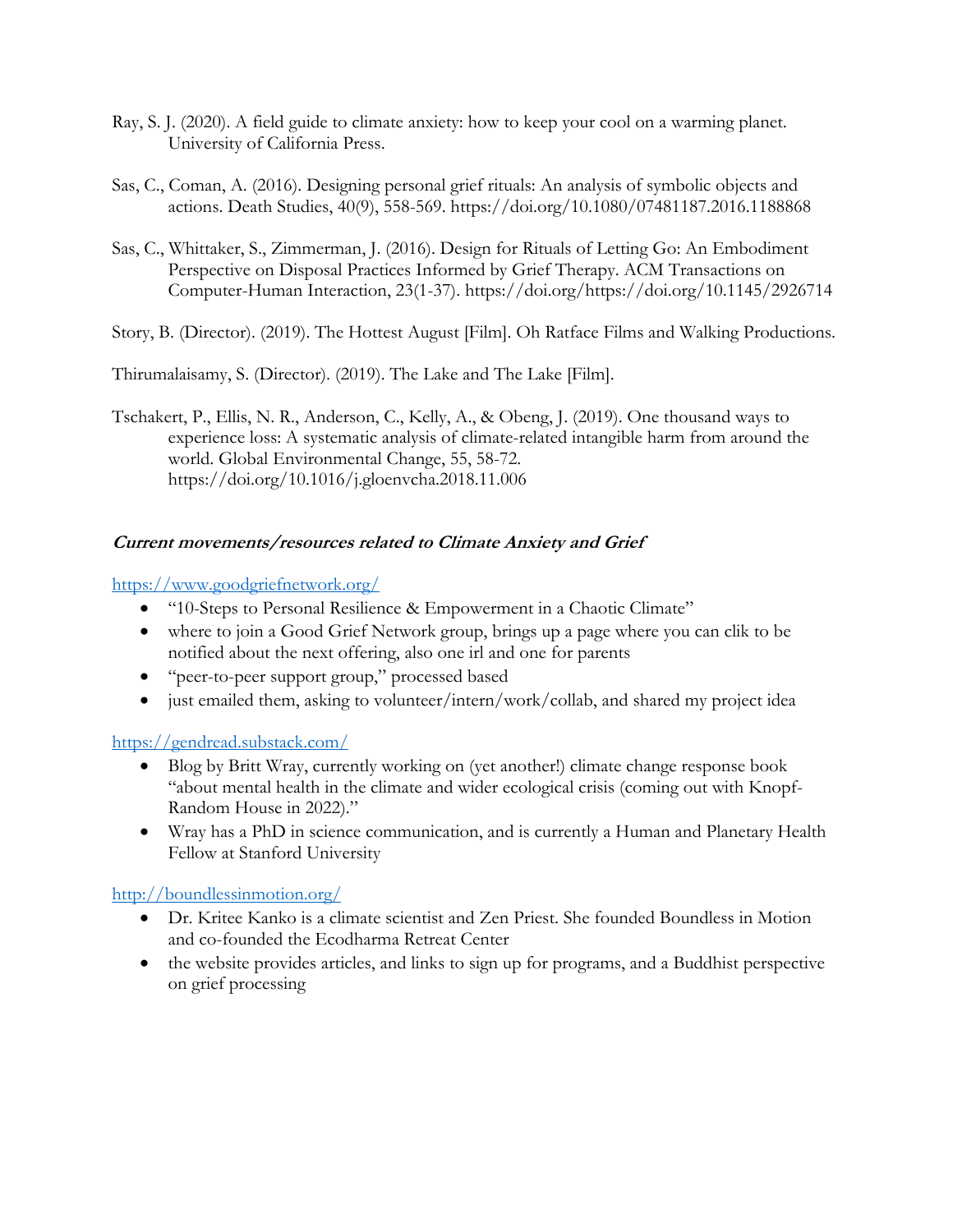Ray, S. J. (2020). A field guide to climate anxiety: how to keep your cool on a warming planet. University of California Press.

Sas, C., Coman, A. (2016). Designing personal grief rituals: An analysis of symbolic objects and actions. Death Studies, 40(9), 558-569. https://doi.org/10.1080/07481187.2016.1188868

Sas, C., Whittaker, S., Zimmerman, J. (2016). Design for Rituals of Letting Go: An Embodiment Perspective on Disposal Practices Informed by Grief Therapy. ACM Transactions on Computer-Human Interaction, 23(1-37). https://doi.org/https://doi.org/10.1145/2926714

Story, B. (Director). (2019). The Hottest August [Film]. Oh Ratface Films and Walking Productions.

Thirumalaisamy, S. (Director). (2019). The Lake and The Lake [Film].

Tschakert, P., Ellis, N. R., Anderson, C., Kelly, A., & Obeng, J. (2019). One thousand ways to experience loss: A systematic analysis of climate-related intangible harm from around the world. Global Environmental Change, 55, 58-72. https://doi.org/10.1016/j.gloenvcha.2018.11.006

***Current movements/resources related to Climate Anxiety and Grief***

https://www.goodgriefnetwork.org/

- "10-Steps to Personal Resilience & Empowerment in a Chaotic Climate"
- where to join a Good Grief Network group, brings up a page where you can clik to be notified about the next offering, also one irl and one for parents
- "peer-to-peer support group," processed based
- just emailed them, asking to volunteer/intern/work/collab, and shared my project idea

https://gendread.substack.com/

- Blog by Britt Wray, currently working on (yet another!) climate change response book "about mental health in the climate and wider ecological crisis (coming out with Knopf-Random House in 2022)."
- Wray has a PhD in science communication, and is currently a Human and Planetary Health Fellow at Stanford University

http://boundlessinmotion.org/

- Dr. Kritee Kanko is a climate scientist and Zen Priest. She founded Boundless in Motion and co-founded the Ecodharma Retreat Center
- the website provides articles, and links to sign up for programs, and a Buddhist perspective on grief processing